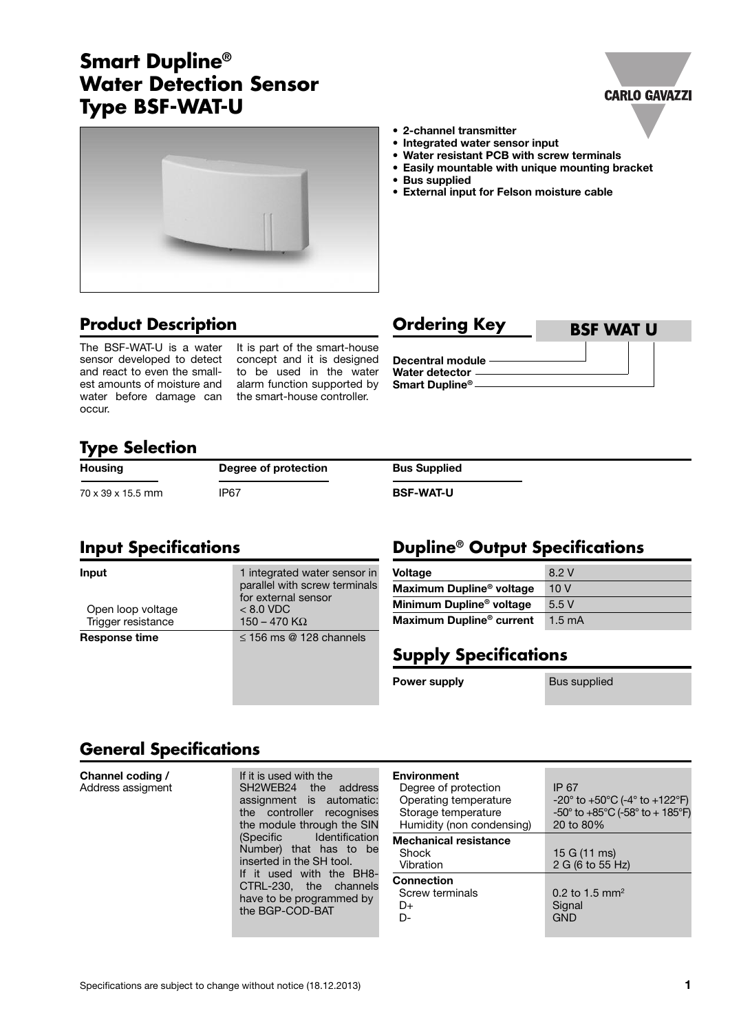# Smart Dupline®
# Water Detection Sensor
# Type BSF-WAT-U

- **2-channel transmitter**
- **Integrated water sensor input**
- **Water resistant PCB with screw terminals**
- **Easily mountable with unique mounting bracket**
- **Bus supplied**
- **External input for Felson moisture cable**

## Product Description

The BSF-WAT-U is a water sensor developed to detect and react to even the smallest amounts of moisture and water before damage can occur.

It is part of the smart-house concept and it is designed to be used in the water alarm function supported by the smart-house controller.

## Ordering Key

**BSF WAT U**

- Decentral module
- Water detector
- Smart Dupline®

## Type Selection

| Housing | Degree of protection | Bus Supplied |
|---|---|---|
| 70 x 39 x 15.5 mm | IP67 | **BSF-WAT-U** |

## Input Specifications

| | |
|---|---|
| **Input** | 1 integrated water sensor in parallel with screw terminals for external sensor |
| Open loop voltage | < 8.0 VDC |
| Trigger resistance | 150 – 470 KΩ |
| **Response time** | ≤ 156 ms @ 128 channels |

## Dupline® Output Specifications

| | |
|---|---|
| **Voltage** | 8.2 V |
| **Maximum Dupline® voltage** | 10 V |
| **Minimum Dupline® voltage** | 5.5 V |
| **Maximum Dupline® current** | 1.5 mA |

## Supply Specifications

| | |
|---|---|
| **Power supply** | Bus supplied |

## General Specifications

| | |
|---|---|
| **Channel coding /** Address assigment | If it is used with the SH2WEB24 the address assignment is automatic: the controller recognises the module through the SIN (Specific Identification Number) that has to be inserted in the SH tool. If it used with the BH8-CTRL-230, the channels have to be programmed by the BGP-COD-BAT |

| | |
|---|---|
| **Environment** | |
| Degree of protection | IP 67 |
| Operating temperature | -20° to +50°C (-4° to +122°F) |
| Storage temperature | -50° to +85°C (-58° to + 185°F) |
| Humidity (non condensing) | 20 to 80% |
| **Mechanical resistance** | |
| Shock | 15 G (11 ms) |
| Vibration | 2 G (6 to 55 Hz) |
| **Connection** | |
| Screw terminals | 0.2 to 1.5 mm² |
| D+ | Signal |
| D- | GND |

Specifications are subject to change without notice (18.12.2013)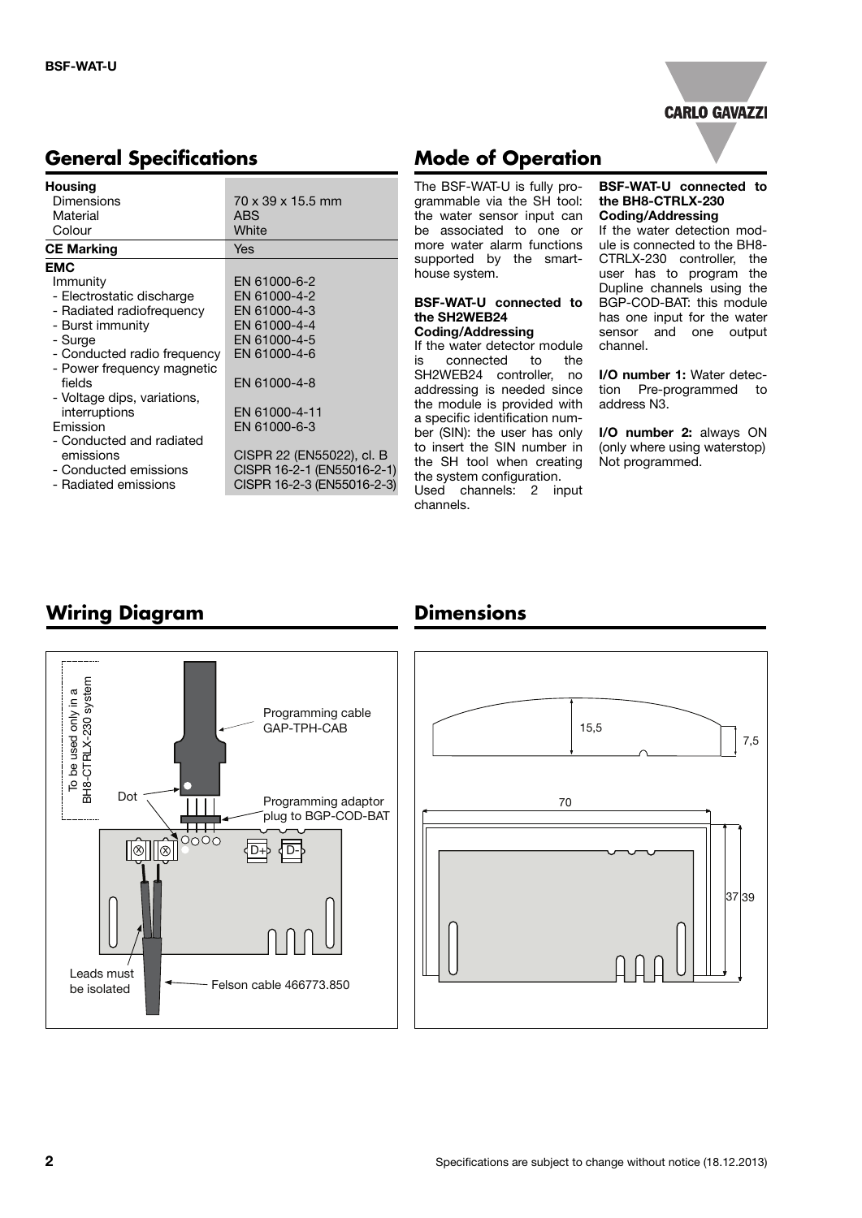## General Specifications

| | |
|---|---|
| **Housing** | |
| Dimensions | 70 x 39 x 15.5 mm |
| Material | ABS |
| Colour | White |
| **CE Marking** | Yes |
| **EMC** | |
| Immunity | EN 61000-6-2 |
| - Electrostatic discharge | EN 61000-4-2 |
| - Radiated radiofrequency | EN 61000-4-3 |
| - Burst immunity | EN 61000-4-4 |
| - Surge | EN 61000-4-5 |
| - Conducted radio frequency | EN 61000-4-6 |
| - Power frequency magnetic fields | EN 61000-4-8 |
| - Voltage dips, variations, interruptions | EN 61000-4-11 |
| Emission | EN 61000-6-3 |
| - Conducted and radiated emissions | CISPR 22 (EN55022), cl. B |
| - Conducted emissions | CISPR 16-2-1 (EN55016-2-1) |
| - Radiated emissions | CISPR 16-2-3 (EN55016-2-3) |

## Mode of Operation

The BSF-WAT-U is fully programmable via the SH tool: the water sensor input can be associated to one or more water alarm functions supported by the smart-house system.

**BSF-WAT-U connected to the SH2WEB24 Coding/Addressing**

If the water detector module is connected to the SH2WEB24 controller, no addressing is needed since the module is provided with a specific identification number (SIN): the user has only to insert the SIN number in the SH tool when creating the system configuration.
Used channels: 2 input channels.

**BSF-WAT-U connected to the BH8-CTRLX-230 Coding/Addressing**

If the water detection module is connected to the BH8-CTRLX-230 controller, the user has to program the Dupline channels using the BGP-COD-BAT: this module has one input for the water sensor and one output channel.

**I/O number 1:** Water detection Pre-programmed to address N3.

**I/O number 2:** always ON (only where using waterstop) Not programmed.

## Wiring Diagram

To be used only in a BH8-CTRLX-230 system

Programming cable GAP-TPH-CAB

Dot

Programming adaptor plug to BGP-COD-BAT

D+

D-

Leads must be isolated

Felson cable 466773.850

## Dimensions

15,5

7,5

70

37

39